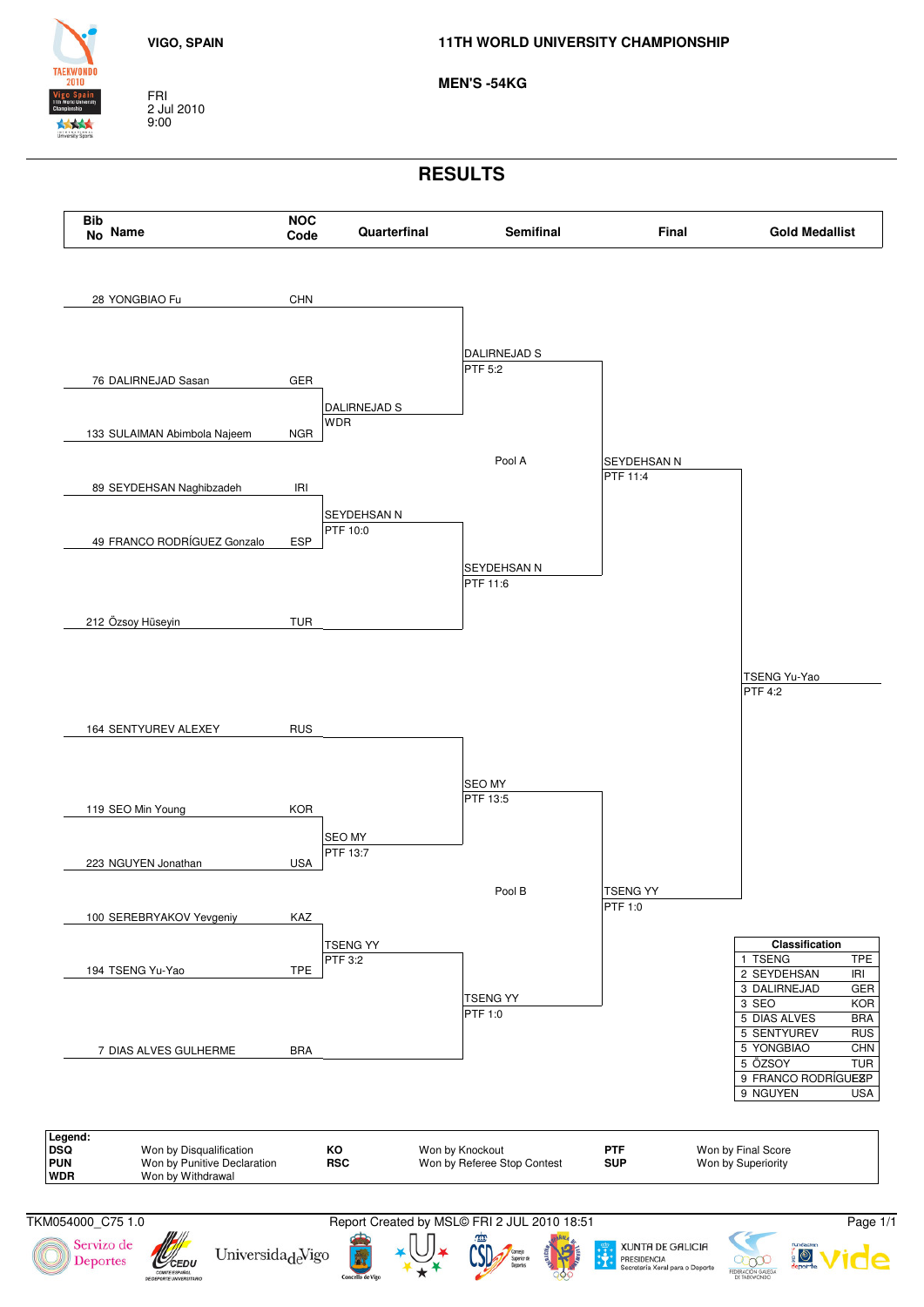VIGO, SPAIN

FRI
2 Jul 2010
9:00

11TH WORLD UNIVERSITY CHAMPIONSHIP

MEN'S -54KG

# RESULTS

| Bib No | Name | NOC Code |
|---|---|---|
| 28 | YONGBIAO Fu | CHN |
| 76 | DALIRNEJAD Sasan | GER |
| 133 | SULAIMAN Abimbola Najeem | NGR |
| 89 | SEYDEHSAN Naghibzadeh | IRI |
| 49 | FRANCO RODRÍGUEZ Gonzalo | ESP |
| 212 | Özsoy Hüseyin | TUR |
| 164 | SENTYUREV ALEXEY | RUS |
| 119 | SEO Min Young | KOR |
| 223 | NGUYEN Jonathan | USA |
| 100 | SEREBRYAKOV Yevgeniy | KAZ |
| 194 | TSENG Yu-Yao | TPE |
| 7 | DIAS ALVES GULHERME | BRA |

Pool A

Quarterfinal:
- DALIRNEJAD S — WDR
- SEYDEHSAN N — PTF 10:0

Semifinal:
- DALIRNEJAD S — PTF 5:2
- SEYDEHSAN N — PTF 11:6

Final:
- SEYDEHSAN N — PTF 11:4

Pool B

Quarterfinal:
- SEO MY — PTF 13:7
- TSENG YY — PTF 3:2

Semifinal:
- SEO MY — PTF 13:5
- TSENG YY — PTF 1:0

Final:
- TSENG YY — PTF 1:0

Gold Medallist:
- TSENG Yu-Yao — PTF 4:2

| Classification | | |
|---|---|---|
| 1 | TSENG | TPE |
| 2 | SEYDEHSAN | IRI |
| 3 | DALIRNEJAD | GER |
| 3 | SEO | KOR |
| 5 | DIAS ALVES | BRA |
| 5 | SENTYUREV | RUS |
| 5 | YONGBIAO | CHN |
| 5 | ÖZSOY | TUR |
| 9 | FRANCO RODRÍGUEZ | ESP |
| 9 | NGUYEN | USA |

**Legend:**

| | | | | | |
|---|---|---|---|---|---|
| DSQ | Won by Disqualification | KO | Won by Knockout | PTF | Won by Final Score |
| PUN | Won by Punitive Declaration | RSC | Won by Referee Stop Contest | SUP | Won by Superiority |
| WDR | Won by Withdrawal | | | | |

TKM054000_C75 1.0 — Report Created by MSL© FRI 2 JUL 2010 18:51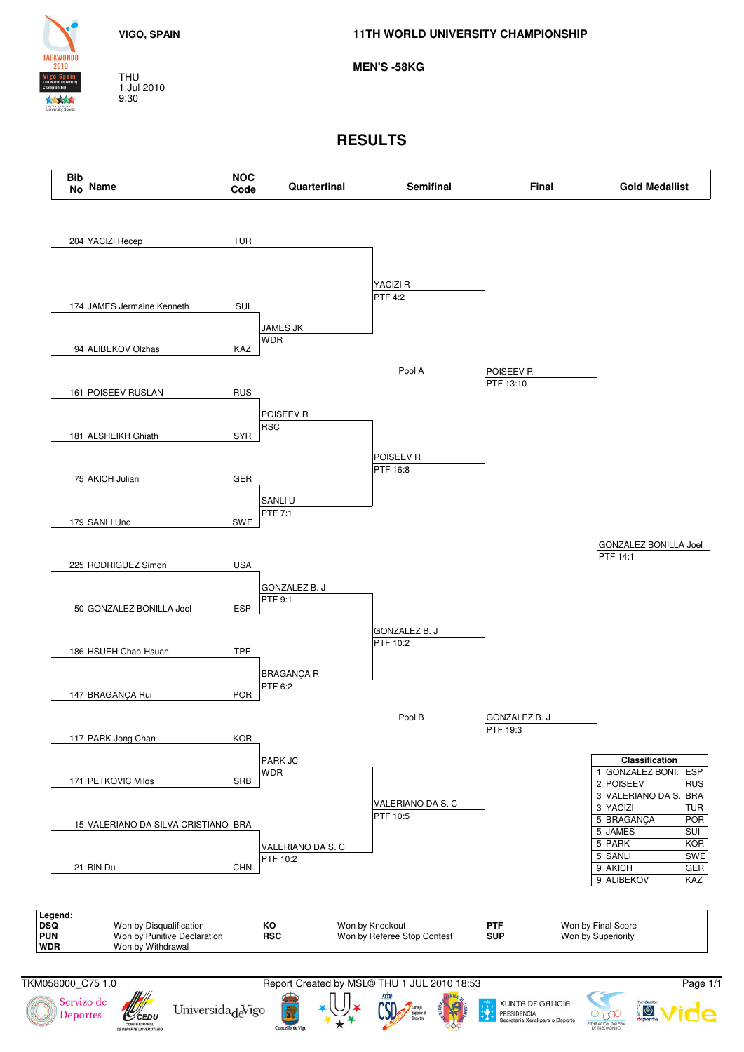VIGO, SPAIN

THU
1 Jul 2010
9:30

# 11TH WORLD UNIVERSITY CHAMPIONSHIP

## MEN'S -58KG

## RESULTS

| Bib No | Name | NOC Code |
|---|---|---|
| 204 | YACIZI Recep | TUR |
| 174 | JAMES Jermaine Kenneth | SUI |
| 94 | ALIBEKOV Olzhas | KAZ |
| 161 | POISEEV RUSLAN | RUS |
| 181 | ALSHEIKH Ghiath | SYR |
| 75 | AKICH Julian | GER |
| 179 | SANLI Uno | SWE |
| 225 | RODRIGUEZ Simon | USA |
| 50 | GONZALEZ BONILLA Joel | ESP |
| 186 | HSUEH Chao-Hsuan | TPE |
| 147 | BRAGANÇA Rui | POR |
| 117 | PARK Jong Chan | KOR |
| 171 | PETKOVIC Milos | SRB |
| 15 | VALERIANO DA SILVA CRISTIANO | BRA |
| 21 | BIN Du | CHN |

**Quarterfinal**

- JAMES JK — WDR
- POISEEV R — RSC
- SANLI U — PTF 7:1
- GONZALEZ B. J — PTF 9:1
- BRAGANÇA R — PTF 6:2
- PARK JC — WDR
- VALERIANO DA S. C — PTF 10:2

**Semifinal**

Pool A
- YACIZI R — PTF 4:2
- POISEEV R — PTF 16:8

Pool B
- GONZALEZ B. J — PTF 10:2
- VALERIANO DA S. C — PTF 10:5

**Final**

- POISEEV R — PTF 13:10
- GONZALEZ B. J — PTF 19:3

**Gold Medallist**

GONZALEZ BONILLA Joel — PTF 14:1

| Classification | | |
|---|---|---|
| 1 | GONZALEZ BONI. | ESP |
| 2 | POISEEV | RUS |
| 3 | VALERIANO DA S. | BRA |
| 3 | YACIZI | TUR |
| 5 | BRAGANÇA | POR |
| 5 | JAMES | SUI |
| 5 | PARK | KOR |
| 5 | SANLI | SWE |
| 9 | AKICH | GER |
| 9 | ALIBEKOV | KAZ |

**Legend:**

| | | | | | |
|---|---|---|---|---|---|
| **DSQ** | Won by Disqualification | **KO** | Won by Knockout | **PTF** | Won by Final Score |
| **PUN** | Won by Punitive Declaration | **RSC** | Won by Referee Stop Contest | **SUP** | Won by Superiority |
| **WDR** | Won by Withdrawal | | | | |

TKM058000_C75 1.0 — Report Created by MSL© THU 1 JUL 2010 18:53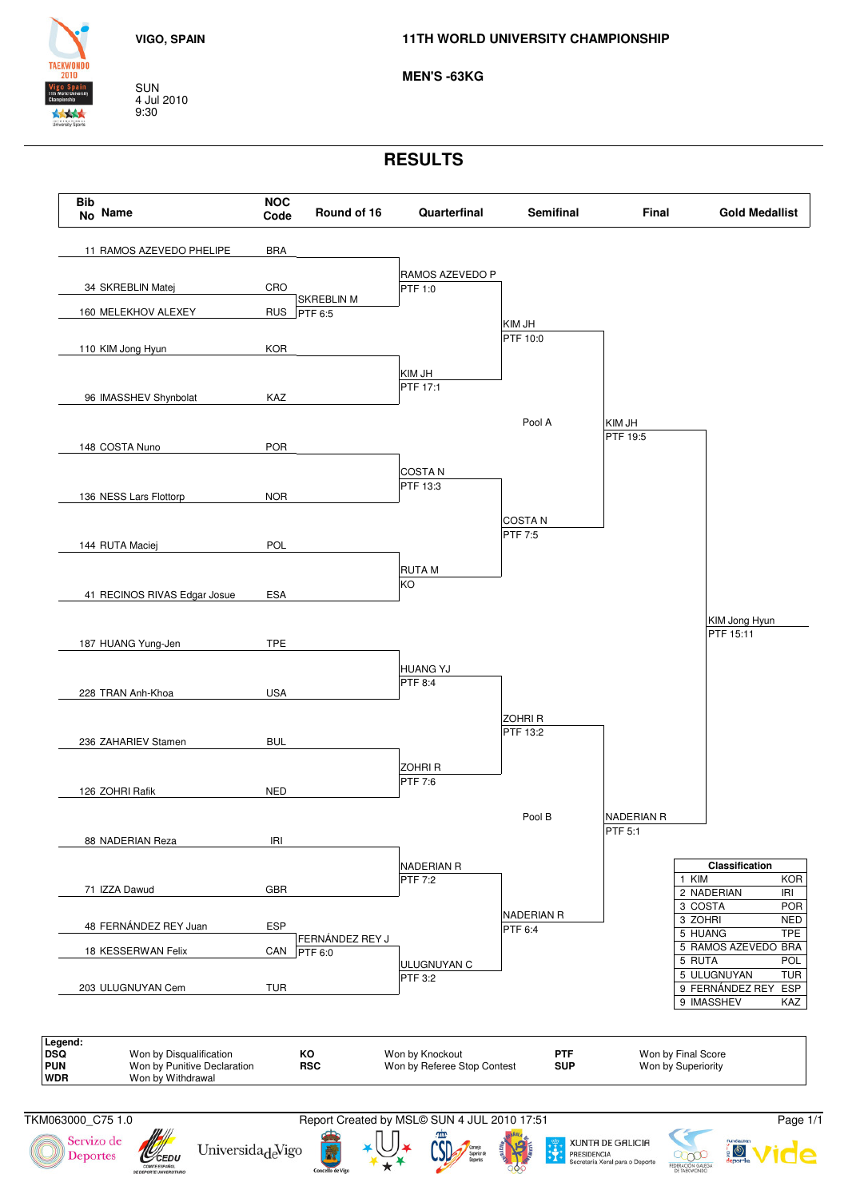VIGO, SPAIN

SUN
4 Jul 2010
9:30

**11TH WORLD UNIVERSITY CHAMPIONSHIP**

**MEN'S -63KG**

# RESULTS

| Bib No | Name | NOC Code |
|---|---|---|
| 11 | RAMOS AZEVEDO PHELIPE | BRA |
| 34 | SKREBLIN Matej | CRO |
| 160 | MELEKHOV ALEXEY | RUS |
| 110 | KIM Jong Hyun | KOR |
| 96 | IMASSHEV Shynbolat | KAZ |
| 148 | COSTA Nuno | POR |
| 136 | NESS Lars Flottorp | NOR |
| 144 | RUTA Maciej | POL |
| 41 | RECINOS RIVAS Edgar Josue | ESA |
| 187 | HUANG Yung-Jen | TPE |
| 228 | TRAN Anh-Khoa | USA |
| 236 | ZAHARIEV Stamen | BUL |
| 126 | ZOHRI Rafik | NED |
| 88 | NADERIAN Reza | IRI |
| 71 | IZZA Dawud | GBR |
| 48 | FERNÁNDEZ REY Juan | ESP |
| 18 | KESSERWAN Felix | CAN |
| 203 | ULUGNUYAN Cem | TUR |

**Round of 16**

- SKREBLIN M — PTF 6:5
- FERNÁNDEZ REY J — PTF 6:0

**Quarterfinal**

- RAMOS AZEVEDO P — PTF 1:0
- KIM JH — PTF 17:1
- COSTA N — PTF 13:3
- RUTA M — KO
- HUANG YJ — PTF 8:4
- ZOHRI R — PTF 7:6
- NADERIAN R — PTF 7:2
- ULUGNUYAN C — PTF 3:2

**Semifinal**

Pool A
- KIM JH — PTF 10:0
- COSTA N — PTF 7:5

Pool B
- ZOHRI R — PTF 13:2
- NADERIAN R — PTF 6:4

**Final**

- KIM JH — PTF 19:5
- NADERIAN R — PTF 5:1

**Gold Medallist**

KIM Jong Hyun — PTF 15:11

**Classification**

| Rank | Name | NOC |
|---|---|---|
| 1 | KIM | KOR |
| 2 | NADERIAN | IRI |
| 3 | COSTA | POR |
| 3 | ZOHRI | NED |
| 5 | HUANG | TPE |
| 5 | RAMOS AZEVEDO | BRA |
| 5 | RUTA | POL |
| 5 | ULUGNUYAN | TUR |
| 9 | FERNÁNDEZ REY | ESP |
| 9 | IMASSHEV | KAZ |

**Legend:**

| | | | | | |
|---|---|---|---|---|---|
| **DSQ** | Won by Disqualification | **KO** | Won by Knockout | **PTF** | Won by Final Score |
| **PUN** | Won by Punitive Declaration | **RSC** | Won by Referee Stop Contest | **SUP** | Won by Superiority |
| **WDR** | Won by Withdrawal | | | | |

TKM063000_C75 1.0 — Report Created by MSL© SUN 4 JUL 2010 17:51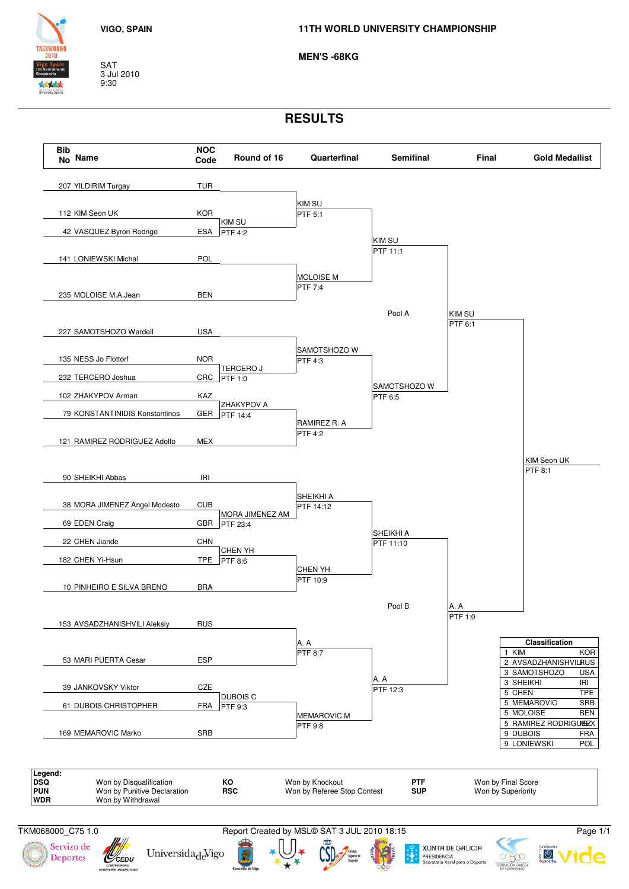VIGO, SPAIN

SAT
3 Jul 2010
9:30

# 11TH WORLD UNIVERSITY CHAMPIONSHIP

## MEN'S -68KG

## RESULTS

| Bib No | Name | NOC Code |
|---|---|---|
| 207 | YILDIRIM Turgay | TUR |
| 112 | KIM Seon UK | KOR |
| 42 | VASQUEZ Byron Rodrigo | ESA |
| 141 | LONIEWSKI Michal | POL |
| 235 | MOLOISE M.A.Jean | BEN |
| 227 | SAMOTSHOZO Wardell | USA |
| 135 | NESS Jo Flottorf | NOR |
| 232 | TERCERO Joshua | CRC |
| 102 | ZHAKYPOV Arman | KAZ |
| 79 | KONSTANTINIDIS Konstantinos | GER |
| 121 | RAMIREZ RODRIGUEZ Adolfo | MEX |
| 90 | SHEIKHI Abbas | IRI |
| 38 | MORA JIMENEZ Angel Modesto | CUB |
| 69 | EDEN Craig | GBR |
| 22 | CHEN Jiande | CHN |
| 182 | CHEN Yi-Hsun | TPE |
| 10 | PINHEIRO E SILVA BRENO | BRA |
| 153 | AVSADZHANISHVILI Aleksiy | RUS |
| 53 | MARI PUERTA Cesar | ESP |
| 39 | JANKOVSKY Viktor | CZE |
| 61 | DUBOIS CHRISTOPHER | FRA |
| 169 | MEMAROVIC Marko | SRB |

Round of 16:
- KIM SU PTF 4:2
- TERCERO J PTF 1:0
- ZHAKYPOV A PTF 14:4
- MORA JIMENEZ AM PTF 23:4
- CHEN YH PTF 8:6
- DUBOIS C PTF 9:3

Quarterfinal:
- KIM SU PTF 5:1
- MOLOISE M PTF 7:4
- SAMOTSHOZO W PTF 4:3
- RAMIREZ R. A PTF 4:2
- SHEIKHI A PTF 14:12
- CHEN YH PTF 10:9
- A. A PTF 8:7
- MEMAROVIC M PTF 9:8

Semifinal:
- KIM SU PTF 11:1
- SAMOTSHOZO W PTF 6:5
- SHEIKHI A PTF 11:10
- A. A PTF 12:3

Pool A

Pool B

Final:
- KIM SU PTF 6:1
- A. A PTF 1:0

Gold Medallist: KIM Seon UK PTF 8:1

| Classification | | |
|---|---|---|
| 1 | KIM | KOR |
| 2 | AVSADZHANISHVILI | RUS |
| 3 | SAMOTSHOZO | USA |
| 3 | SHEIKHI | IRI |
| 5 | CHEN | TPE |
| 5 | MEMAROVIC | SRB |
| 5 | MOLOISE | BEN |
| 5 | RAMIREZ RODRIGUEZ | MEX |
| 9 | DUBOIS | FRA |
| 9 | LONIEWSKI | POL |

**Legend:**

| | | | | | |
|---|---|---|---|---|---|
| **DSQ** | Won by Disqualification | **KO** | Won by Knockout | **PTF** | Won by Final Score |
| **PUN** | Won by Punitive Declaration | **RSC** | Won by Referee Stop Contest | **SUP** | Won by Superiority |
| **WDR** | Won by Withdrawal | | | | |

TKM068000_C75 1.0 Report Created by MSL© SAT 3 JUL 2010 18:15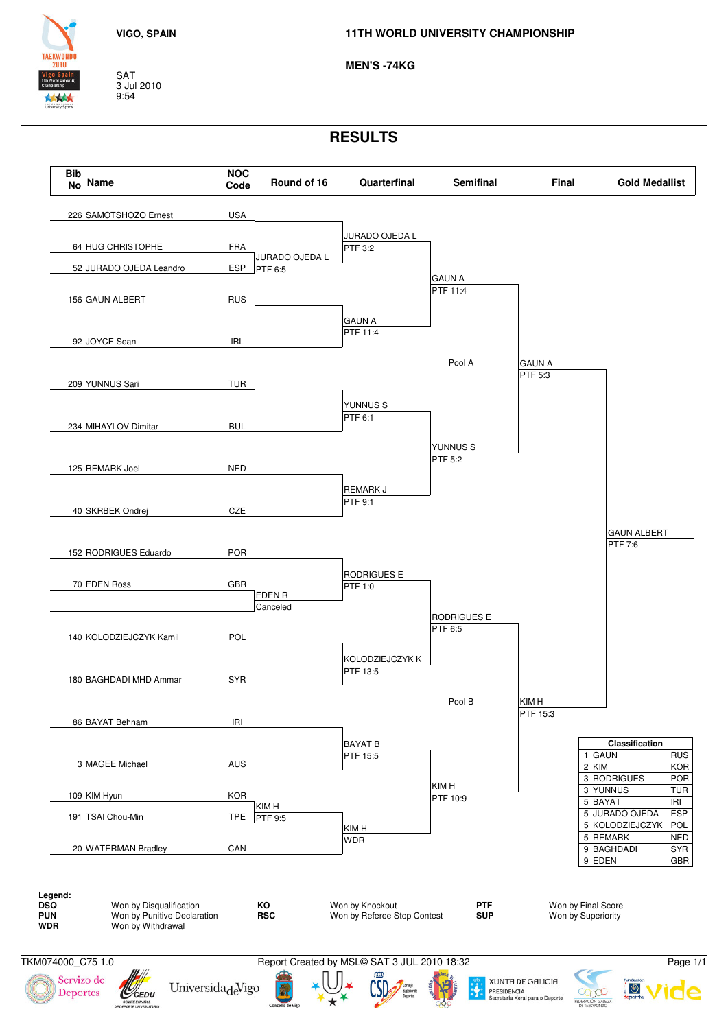VIGO, SPAIN

SAT
3 Jul 2010
9:54

# 11TH WORLD UNIVERSITY CHAMPIONSHIP

## MEN'S -74KG

## RESULTS

| Bib No | Name | NOC Code |
|---|---|---|
| 226 | SAMOTSHOZO Ernest | USA |
| 64 | HUG CHRISTOPHE | FRA |
| 52 | JURADO OJEDA Leandro | ESP |
| 156 | GAUN ALBERT | RUS |
| 92 | JOYCE Sean | IRL |
| 209 | YUNNUS Sari | TUR |
| 234 | MIHAYLOV Dimitar | BUL |
| 125 | REMARK Joel | NED |
| 40 | SKRBEK Ondrej | CZE |
| 152 | RODRIGUES Eduardo | POR |
| 70 | EDEN Ross | GBR |
| 140 | KOLODZIEJCZYK Kamil | POL |
| 180 | BAGHDADI MHD Ammar | SYR |
| 86 | BAYAT Behnam | IRI |
| 3 | MAGEE Michael | AUS |
| 109 | KIM Hyun | KOR |
| 191 | TSAI Chou-Min | TPE |
| 20 | WATERMAN Bradley | CAN |

**Round of 16**

- JURADO OJEDA L — PTF 6:5
- EDEN R — Canceled
- KIM H — PTF 9:5

**Quarterfinal**

- JURADO OJEDA L — PTF 3:2
- GAUN A — PTF 11:4
- YUNNUS S — PTF 6:1
- REMARK J — PTF 9:1
- RODRIGUES E — PTF 1:0
- KOLODZIEJCZYK K — PTF 13:5
- BAYAT B — PTF 15:5
- KIM H — WDR

**Semifinal**

Pool A
- GAUN A — PTF 11:4
- YUNNUS S — PTF 5:2

Pool B
- RODRIGUES E — PTF 6:5
- KIM H — PTF 10:9

**Final**

- GAUN A — PTF 5:3
- KIM H — PTF 15:3

**Gold Medallist**

GAUN ALBERT — PTF 7:6

| Classification | | |
|---|---|---|
| 1 | GAUN | RUS |
| 2 | KIM | KOR |
| 3 | RODRIGUES | POR |
| 3 | YUNNUS | TUR |
| 5 | BAYAT | IRI |
| 5 | JURADO OJEDA | ESP |
| 5 | KOLODZIEJCZYK | POL |
| 5 | REMARK | NED |
| 9 | BAGHDADI | SYR |
| 9 | EDEN | GBR |

**Legend:**

| | | | | | |
|---|---|---|---|---|---|
| **DSQ** | Won by Disqualification | **KO** | Won by Knockout | **PTF** | Won by Final Score |
| **PUN** | Won by Punitive Declaration | **RSC** | Won by Referee Stop Contest | **SUP** | Won by Superiority |
| **WDR** | Won by Withdrawal | | | | |

TKM074000_C75 1.0 — Report Created by MSL© SAT 3 JUL 2010 18:32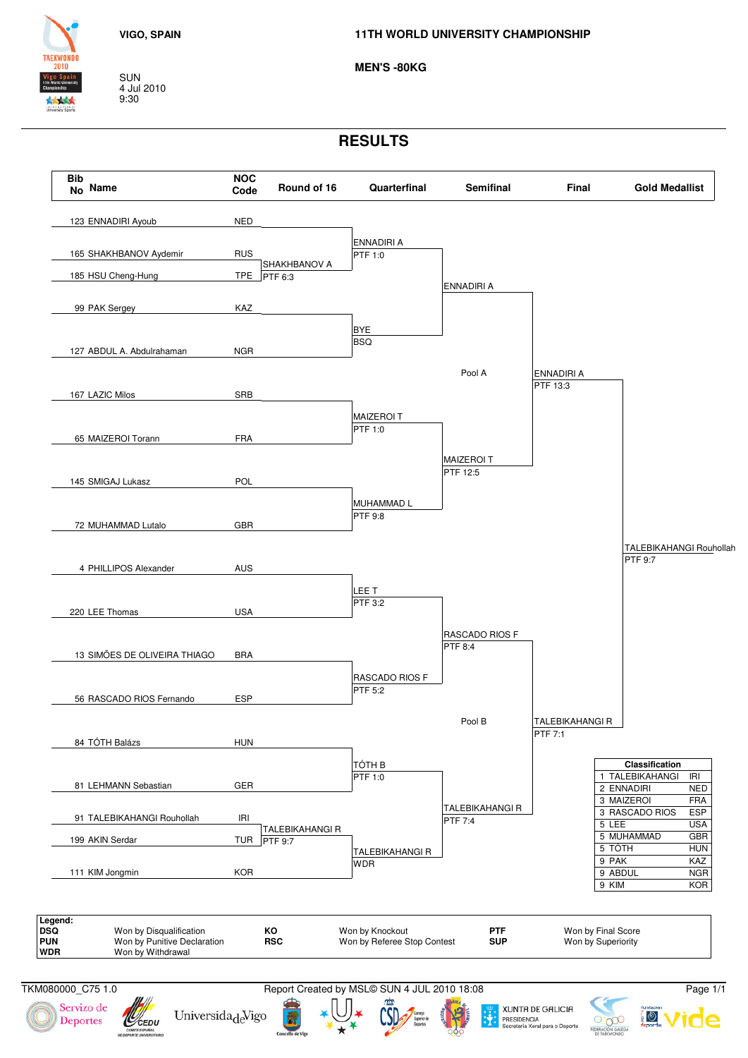VIGO, SPAIN

SUN
4 Jul 2010
9:30

**11TH WORLD UNIVERSITY CHAMPIONSHIP**

**MEN'S -80KG**

# RESULTS

| Bib No | Name | NOC Code |
|---|---|---|
| 123 | ENNADIRI Ayoub | NED |
| 165 | SHAKHBANOV Aydemir | RUS |
| 185 | HSU Cheng-Hung | TPE |
| 99 | PAK Sergey | KAZ |
| 127 | ABDUL A. Abdulrahaman | NGR |
| 167 | LAZIC Milos | SRB |
| 65 | MAIZEROI Torann | FRA |
| 145 | SMIGAJ Lukasz | POL |
| 72 | MUHAMMAD Lutalo | GBR |
| 4 | PHILLIPOS Alexander | AUS |
| 220 | LEE Thomas | USA |
| 13 | SIMÕES DE OLIVEIRA THIAGO | BRA |
| 56 | RASCADO RIOS Fernando | ESP |
| 84 | TÓTH Balázs | HUN |
| 81 | LEHMANN Sebastian | GER |
| 91 | TALEBIKAHANGI Rouhollah | IRI |
| 199 | AKIN Serdar | TUR |
| 111 | KIM Jongmin | KOR |

**Round of 16**
- SHAKHBANOV A — PTF 6:3
- TALEBIKAHANGI R — PTF 9:7

**Quarterfinal**
- ENNADIRI A — PTF 1:0
- BYE — BSQ
- MAIZEROI T — PTF 1:0
- MUHAMMAD L — PTF 9:8
- LEE T — PTF 3:2
- RASCADO RIOS F — PTF 5:2
- TÓTH B — PTF 1:0
- TALEBIKAHANGI R — WDR

**Semifinal**
- Pool A: ENNADIRI A; MAIZEROI T — PTF 12:5
- Pool B: RASCADO RIOS F — PTF 8:4; TALEBIKAHANGI R — PTF 7:4

**Final**
- ENNADIRI A — PTF 13:3
- TALEBIKAHANGI R — PTF 7:1

**Gold Medallist**
- TALEBIKAHANGI Rouhollah — PTF 9:7

**Classification**

| Rank | Name | NOC |
|---|---|---|
| 1 | TALEBIKAHANGI | IRI |
| 2 | ENNADIRI | NED |
| 3 | MAIZEROI | FRA |
| 3 | RASCADO RIOS | ESP |
| 5 | LEE | USA |
| 5 | MUHAMMAD | GBR |
| 5 | TÓTH | HUN |
| 9 | PAK | KAZ |
| 9 | ABDUL | NGR |
| 9 | KIM | KOR |

**Legend:**

| | | | | | |
|---|---|---|---|---|---|
| **DSQ** | Won by Disqualification | **KO** | Won by Knockout | **PTF** | Won by Final Score |
| **PUN** | Won by Punitive Declaration | **RSC** | Won by Referee Stop Contest | **SUP** | Won by Superiority |
| **WDR** | Won by Withdrawal | | | | |

TKM080000_C75 1.0 — Report Created by MSL© SUN 4 JUL 2010 18:08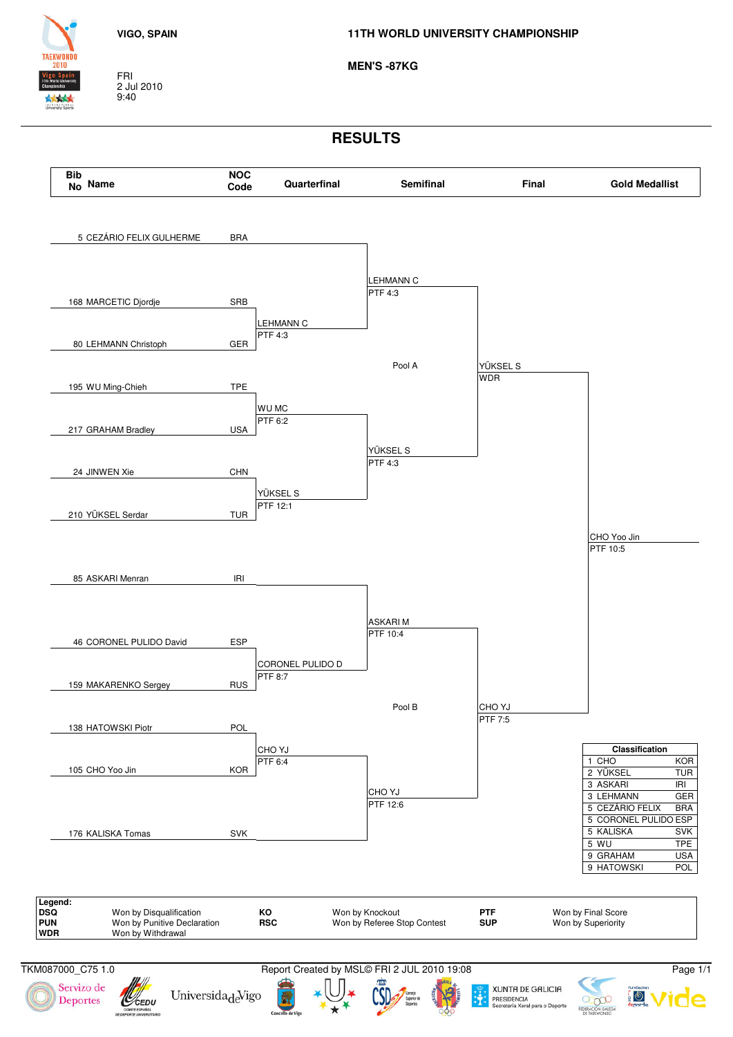VIGO, SPAIN

**11TH WORLD UNIVERSITY CHAMPIONSHIP**

**MEN'S -87KG**

FRI
2 Jul 2010
9:40

# RESULTS

| Bib No | Name | NOC Code | Quarterfinal | Semifinal | Final | Gold Medallist |
|---|---|---|---|---|---|---|
| 5 | CEZÁRIO FELIX GULHERME | BRA | | | | |
| | | | | LEHMANN C PTF 4:3 | | |
| 168 | MARCETIC Djordje | SRB | | | | |
| | | | LEHMANN C PTF 4:3 | | | |
| 80 | LEHMANN Christoph | GER | | | | |
| | | | | Pool A | YÜKSEL S WDR | |
| 195 | WU Ming-Chieh | TPE | | | | |
| | | | WU MC PTF 6:2 | | | |
| 217 | GRAHAM Bradley | USA | | | | |
| | | | | YÜKSEL S PTF 4:3 | | |
| 24 | JINWEN Xie | CHN | | | | |
| | | | YÜKSEL S PTF 12:1 | | | |
| 210 | YÜKSEL Serdar | TUR | | | | |
| | | | | | | CHO Yoo Jin PTF 10:5 |
| 85 | ASKARI Menran | IRI | | | | |
| | | | | ASKARI M PTF 10:4 | | |
| 46 | CORONEL PULIDO David | ESP | | | | |
| | | | CORONEL PULIDO D PTF 8:7 | | | |
| 159 | MAKARENKO Sergey | RUS | | | | |
| | | | | Pool B | CHO YJ PTF 7:5 | |
| 138 | HATOWSKI Piotr | POL | | | | |
| | | | CHO YJ PTF 6:4 | | | |
| 105 | CHO Yoo Jin | KOR | | | | |
| | | | | CHO YJ PTF 12:6 | | |
| 176 | KALISKA Tomas | SVK | | | | |

**Classification**

| Rank | Name | NOC |
|---|---|---|
| 1 | CHO | KOR |
| 2 | YÜKSEL | TUR |
| 3 | ASKARI | IRI |
| 3 | LEHMANN | GER |
| 5 | CEZÁRIO FELIX | BRA |
| 5 | CORONEL PULIDO | ESP |
| 5 | KALISKA | SVK |
| 5 | WU | TPE |
| 9 | GRAHAM | USA |
| 9 | HATOWSKI | POL |

**Legend:**

| | | | | | |
|---|---|---|---|---|---|
| **DSQ** | Won by Disqualification | **KO** | Won by Knockout | **PTF** | Won by Final Score |
| **PUN** | Won by Punitive Declaration | **RSC** | Won by Referee Stop Contest | **SUP** | Won by Superiority |
| **WDR** | Won by Withdrawal | | | | |

TKM087000_C75 1.0 Report Created by MSL© FRI 2 JUL 2010 19:08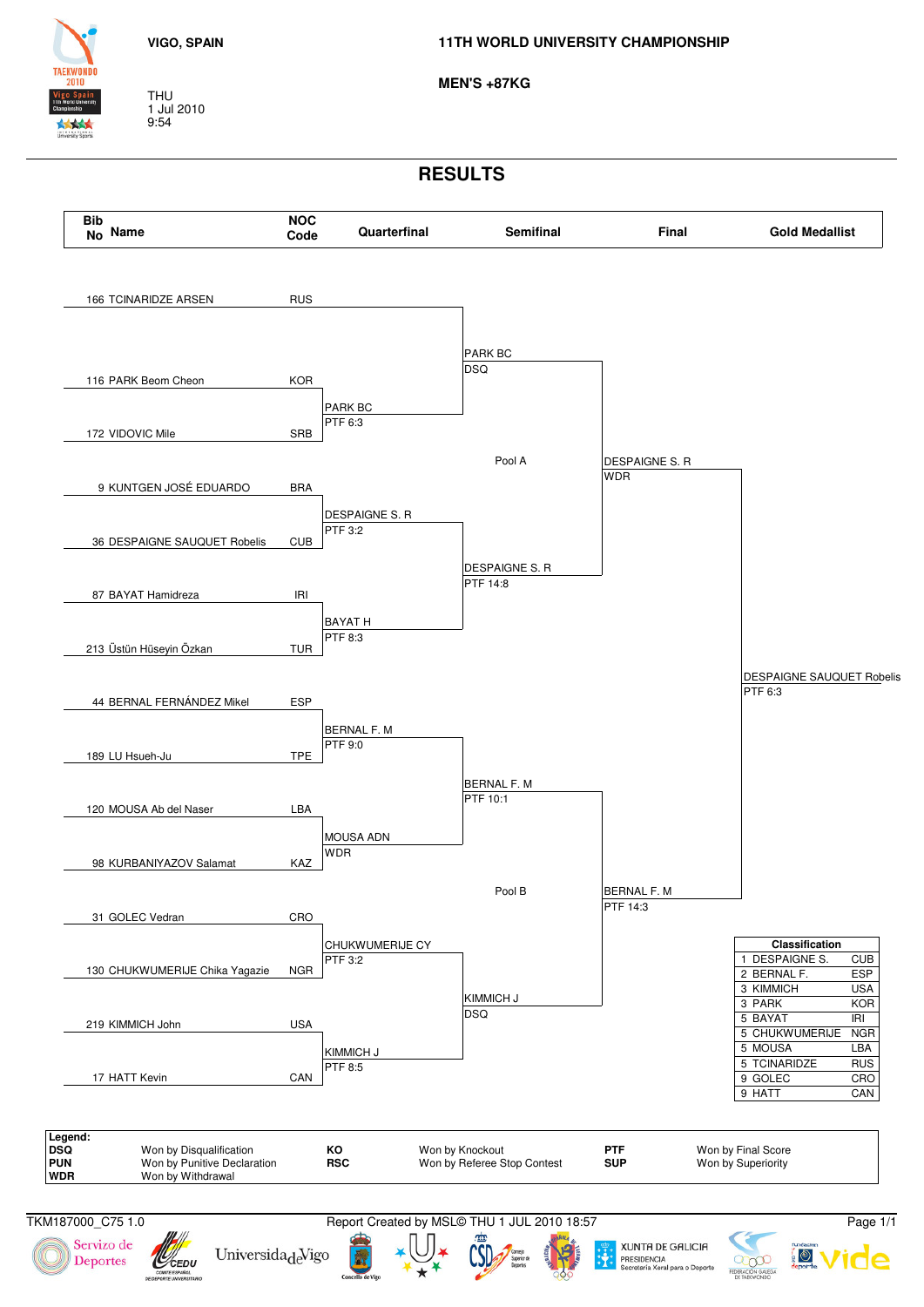VIGO, SPAIN

THU
1 Jul 2010
9:54

**11TH WORLD UNIVERSITY CHAMPIONSHIP**

**MEN'S +87KG**

## RESULTS

| Bib No | Name | NOC Code |
|---|---|---|
| 166 | TCINARIDZE ARSEN | RUS |
| 116 | PARK Beom Cheon | KOR |
| 172 | VIDOVIC Mile | SRB |
| 9 | KUNTGEN JOSÉ EDUARDO | BRA |
| 36 | DESPAIGNE SAUQUET Robelis | CUB |
| 87 | BAYAT Hamidreza | IRI |
| 213 | Üstün Hüseyin Özkan | TUR |
| 44 | BERNAL FERNÁNDEZ Mikel | ESP |
| 189 | LU Hsueh-Ju | TPE |
| 120 | MOUSA Ab del Naser | LBA |
| 98 | KURBANIYAZOV Salamat | KAZ |
| 31 | GOLEC Vedran | CRO |
| 130 | CHUKWUMERIJE Chika Yagazie | NGR |
| 219 | KIMMICH John | USA |
| 17 | HATT Kevin | CAN |

**Quarterfinal**

- PARK BC — PTF 6:3
- DESPAIGNE S. R — PTF 3:2
- BAYAT H — PTF 8:3
- BERNAL F. M — PTF 9:0
- MOUSA ADN — WDR
- CHUKWUMERIJE CY — PTF 3:2
- KIMMICH J — PTF 8:5

**Semifinal**

Pool A
- PARK BC — DSQ
- DESPAIGNE S. R — PTF 14:8

Pool B
- BERNAL F. M — PTF 10:1
- KIMMICH J — DSQ

**Final**

- DESPAIGNE S. R — WDR
- BERNAL F. M — PTF 14:3

**Gold Medallist**

DESPAIGNE SAUQUET Robelis — PTF 6:3

**Classification**

| Rank | Name | NOC |
|---|---|---|
| 1 | DESPAIGNE S. | CUB |
| 2 | BERNAL F. | ESP |
| 3 | KIMMICH | USA |
| 3 | PARK | KOR |
| 5 | BAYAT | IRI |
| 5 | CHUKWUMERIJE | NGR |
| 5 | MOUSA | LBA |
| 5 | TCINARIDZE | RUS |
| 9 | GOLEC | CRO |
| 9 | HATT | CAN |

**Legend:**

| | | | | | |
|---|---|---|---|---|---|
| **DSQ** | Won by Disqualification | **KO** | Won by Knockout | **PTF** | Won by Final Score |
| **PUN** | Won by Punitive Declaration | **RSC** | Won by Referee Stop Contest | **SUP** | Won by Superiority |
| **WDR** | Won by Withdrawal | | | | |

TKM187000_C75 1.0 — Report Created by MSL© THU 1 JUL 2010 18:57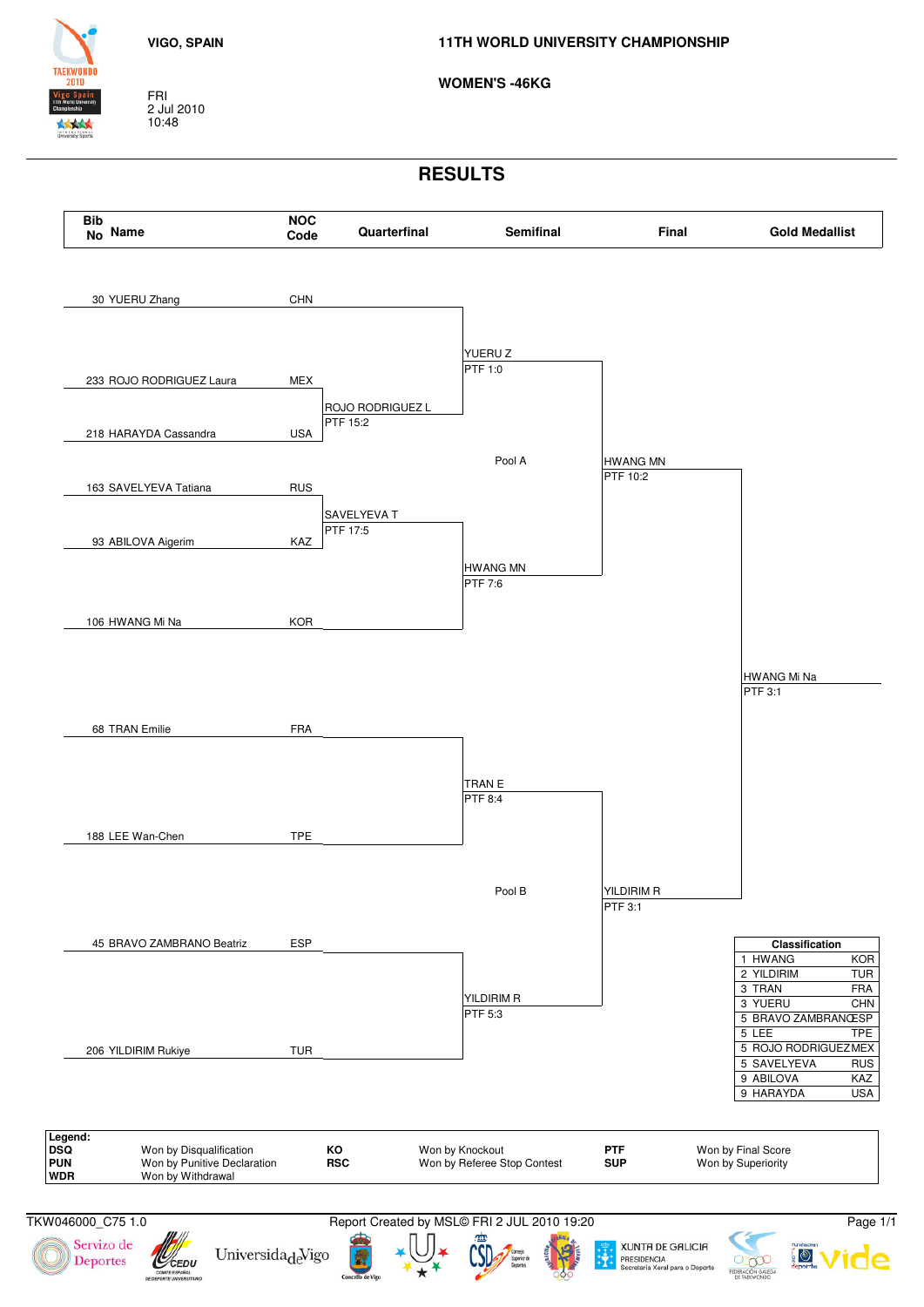VIGO, SPAIN

FRI
2 Jul 2010
10:48

**11TH WORLD UNIVERSITY CHAMPIONSHIP**

**WOMEN'S -46KG**

# RESULTS

| Bib No | Name | NOC Code |
|---|---|---|
| 30 | YUERU Zhang | CHN |
| 233 | ROJO RODRIGUEZ Laura | MEX |
| 218 | HARAYDA Cassandra | USA |
| 163 | SAVELYEVA Tatiana | RUS |
| 93 | ABILOVA Aigerim | KAZ |
| 106 | HWANG Mi Na | KOR |
| 68 | TRAN Emilie | FRA |
| 188 | LEE Wan-Chen | TPE |
| 45 | BRAVO ZAMBRANO Beatriz | ESP |
| 206 | YILDIRIM Rukiye | TUR |

**Pool A**

Quarterfinal:
- ROJO RODRIGUEZ L — PTF 15:2
- SAVELYEVA T — PTF 17:5

Semifinal:
- YUERU Z — PTF 1:0
- HWANG MN — PTF 7:6

Final:
- HWANG MN — PTF 10:2

**Pool B**

Semifinal:
- TRAN E — PTF 8:4
- YILDIRIM R — PTF 5:3

Final:
- YILDIRIM R — PTF 3:1

**Gold Medallist:** HWANG Mi Na — PTF 3:1

| Classification | | |
|---|---|---|
| 1 | HWANG | KOR |
| 2 | YILDIRIM | TUR |
| 3 | TRAN | FRA |
| 3 | YUERU | CHN |
| 5 | BRAVO ZAMBRANO | ESP |
| 5 | LEE | TPE |
| 5 | ROJO RODRIGUEZ | MEX |
| 5 | SAVELYEVA | RUS |
| 9 | ABILOVA | KAZ |
| 9 | HARAYDA | USA |

**Legend:**

| | | | | | |
|---|---|---|---|---|---|
| **DSQ** | Won by Disqualification | **KO** | Won by Knockout | **PTF** | Won by Final Score |
| **PUN** | Won by Punitive Declaration | **RSC** | Won by Referee Stop Contest | **SUP** | Won by Superiority |
| **WDR** | Won by Withdrawal | | | | |

TKW046000_C75 1.0 — Report Created by MSL© FRI 2 JUL 2010 19:20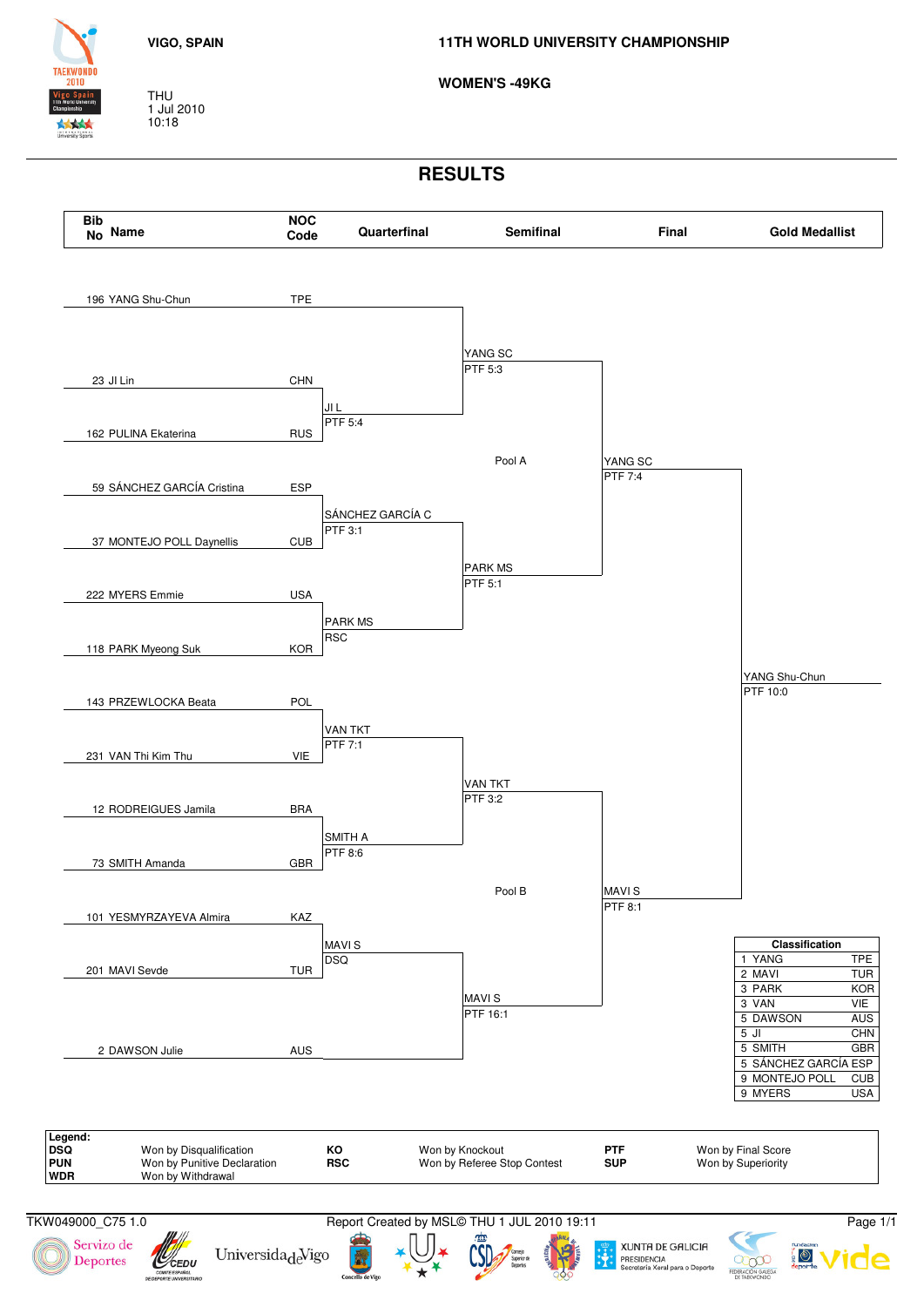VIGO, SPAIN

THU
1 Jul 2010
10:18

**11TH WORLD UNIVERSITY CHAMPIONSHIP**

**WOMEN'S -49KG**

# RESULTS

| Bib No | Name | NOC Code |
|---|---|---|
| 196 | YANG Shu-Chun | TPE |
| 23 | JI Lin | CHN |
| 162 | PULINA Ekaterina | RUS |
| 59 | SÁNCHEZ GARCÍA Cristina | ESP |
| 37 | MONTEJO POLL Daynellis | CUB |
| 222 | MYERS Emmie | USA |
| 118 | PARK Myeong Suk | KOR |
| 143 | PRZEWLOCKA Beata | POL |
| 231 | VAN Thi Kim Thu | VIE |
| 12 | RODREIGUES Jamila | BRA |
| 73 | SMITH Amanda | GBR |
| 101 | YESMYRZAYEVA Almira | KAZ |
| 201 | MAVI Sevde | TUR |
| 2 | DAWSON Julie | AUS |

**Pool A**

Quarterfinal:
- JI L — PTF 5:4
- SÁNCHEZ GARCÍA C — PTF 3:1
- PARK MS — RSC

Semifinal:
- YANG SC — PTF 5:3
- PARK MS — PTF 5:1

Final:
- YANG SC — PTF 7:4

**Pool B**

Quarterfinal:
- VAN TKT — PTF 7:1
- SMITH A — PTF 8:6
- MAVI S — DSQ

Semifinal:
- VAN TKT — PTF 3:2
- MAVI S — PTF 16:1

Final:
- MAVI S — PTF 8:1

**Gold Medallist**

YANG Shu-Chun — PTF 10:0

| Classification | | |
|---|---|---|
| 1 | YANG | TPE |
| 2 | MAVI | TUR |
| 3 | PARK | KOR |
| 3 | VAN | VIE |
| 5 | DAWSON | AUS |
| 5 | JI | CHN |
| 5 | SMITH | GBR |
| 5 | SÁNCHEZ GARCÍA | ESP |
| 9 | MONTEJO POLL | CUB |
| 9 | MYERS | USA |

**Legend:**

| | | | | | |
|---|---|---|---|---|---|
| **DSQ** | Won by Disqualification | **KO** | Won by Knockout | **PTF** | Won by Final Score |
| **PUN** | Won by Punitive Declaration | **RSC** | Won by Referee Stop Contest | **SUP** | Won by Superiority |
| **WDR** | Won by Withdrawal | | | | |

TKW049000_C75 1.0 — Report Created by MSL© THU 1 JUL 2010 19:11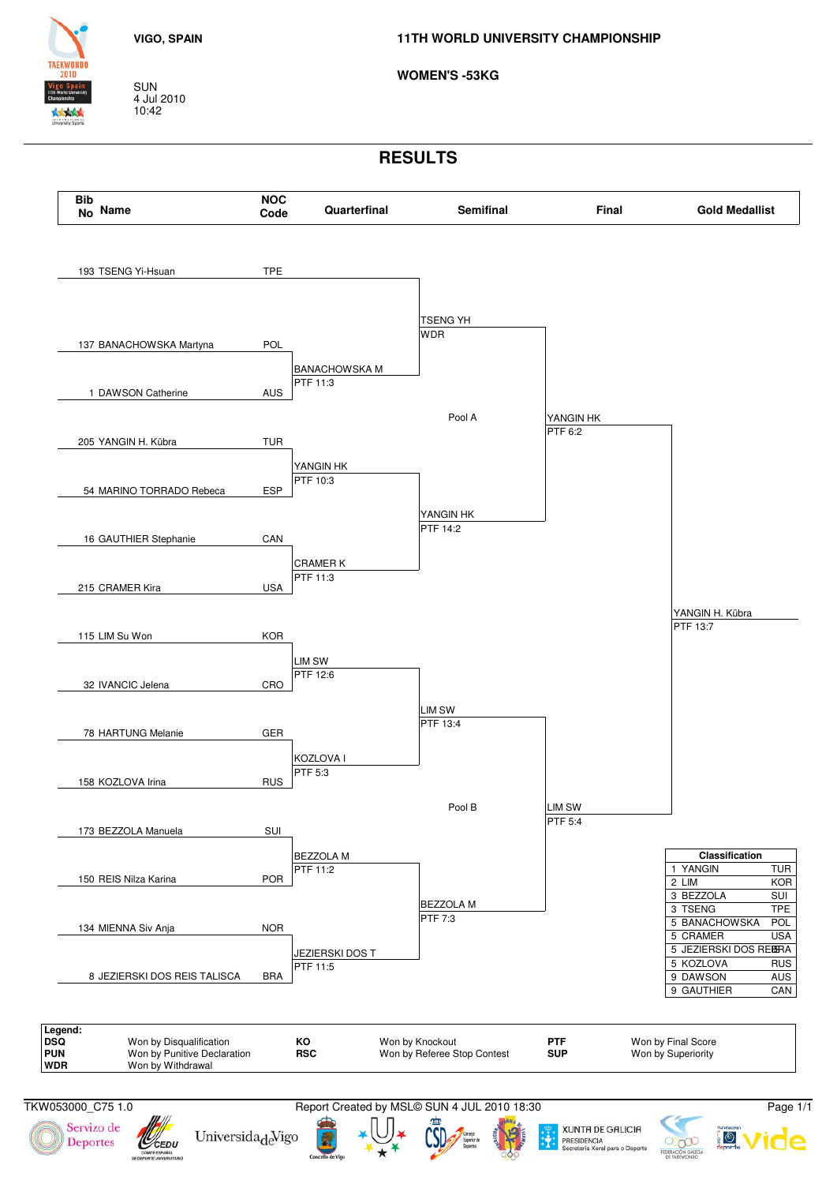VIGO, SPAIN

SUN
4 Jul 2010
10:42

# 11TH WORLD UNIVERSITY CHAMPIONSHIP

## WOMEN'S -53KG

## RESULTS

| Bib No | Name | NOC Code |
|---|---|---|
| 193 | TSENG Yi-Hsuan | TPE |
| 137 | BANACHOWSKA Martyna | POL |
| 1 | DAWSON Catherine | AUS |
| 205 | YANGIN H. Kübra | TUR |
| 54 | MARINO TORRADO Rebeca | ESP |
| 16 | GAUTHIER Stephanie | CAN |
| 215 | CRAMER Kira | USA |
| 115 | LIM Su Won | KOR |
| 32 | IVANCIC Jelena | CRO |
| 78 | HARTUNG Melanie | GER |
| 158 | KOZLOVA Irina | RUS |
| 173 | BEZZOLA Manuela | SUI |
| 150 | REIS Nilza Karina | POR |
| 134 | MIENNA Siv Anja | NOR |
| 8 | JEZIERSKI DOS REIS TALISCA | BRA |

**Quarterfinal**

- BANACHOWSKA M – PTF 11:3
- YANGIN HK – PTF 10:3
- CRAMER K – PTF 11:3
- LIM SW – PTF 12:6
- KOZLOVA I – PTF 5:3
- BEZZOLA M – PTF 11:2
- JEZIERSKI DOS T – PTF 11:5

**Semifinal**

Pool A
- TSENG YH – WDR
- YANGIN HK – PTF 14:2

Pool B
- LIM SW – PTF 13:4
- BEZZOLA M – PTF 7:3

**Final**

- YANGIN HK – PTF 6:2
- LIM SW – PTF 5:4

**Gold Medallist**

YANGIN H. Kübra – PTF 13:7

**Classification**

| Rank | Name | NOC |
|---|---|---|
| 1 | YANGIN | TUR |
| 2 | LIM | KOR |
| 3 | BEZZOLA | SUI |
| 3 | TSENG | TPE |
| 5 | BANACHOWSKA | POL |
| 5 | CRAMER | USA |
| 5 | JEZIERSKI DOS REIS | BRA |
| 5 | KOZLOVA | RUS |
| 9 | DAWSON | AUS |
| 9 | GAUTHIER | CAN |

**Legend:**

| | | | | | |
|---|---|---|---|---|---|
| DSQ | Won by Disqualification | KO | Won by Knockout | PTF | Won by Final Score |
| PUN | Won by Punitive Declaration | RSC | Won by Referee Stop Contest | SUP | Won by Superiority |
| WDR | Won by Withdrawal | | | | |

TKW053000_C75 1.0 Report Created by MSL© SUN 4 JUL 2010 18:30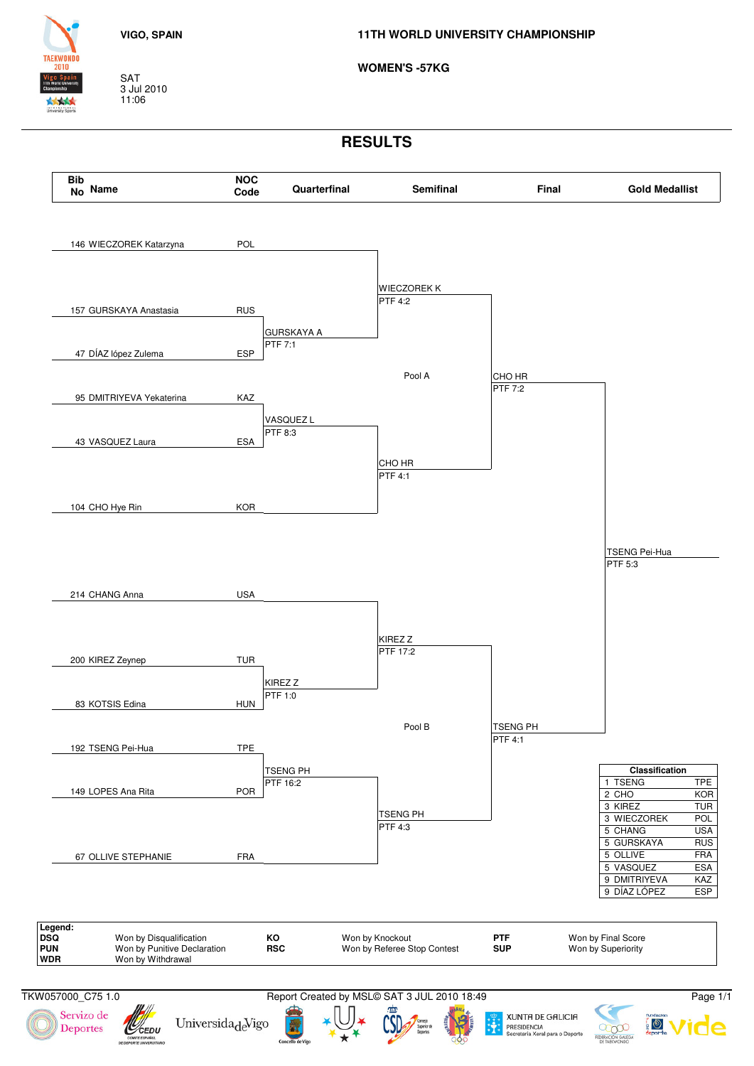VIGO, SPAIN

# 11TH WORLD UNIVERSITY CHAMPIONSHIP

## WOMEN'S -57KG

SAT
3 Jul 2010
11:06

## RESULTS

| Bib No | Name | NOC Code |
|---|---|---|
| 146 | WIECZOREK Katarzyna | POL |
| 157 | GURSKAYA Anastasia | RUS |
| 47 | DÍAZ lópez Zulema | ESP |
| 95 | DMITRIYEVA Yekaterina | KAZ |
| 43 | VASQUEZ Laura | ESA |
| 104 | CHO Hye Rin | KOR |
| 214 | CHANG Anna | USA |
| 200 | KIREZ Zeynep | TUR |
| 83 | KOTSIS Edina | HUN |
| 192 | TSENG Pei-Hua | TPE |
| 149 | LOPES Ana Rita | POR |
| 67 | OLLIVE STEPHANIE | FRA |

### Quarterfinal

- GURSKAYA A — PTF 7:1
- VASQUEZ L — PTF 8:3
- KIREZ Z — PTF 1:0
- TSENG PH — PTF 16:2

### Semifinal

Pool A
- WIECZOREK K — PTF 4:2
- CHO HR — PTF 4:1

Pool B
- KIREZ Z — PTF 17:2
- TSENG PH — PTF 4:3

### Final

- CHO HR — PTF 7:2
- TSENG PH — PTF 4:1

### Gold Medallist

TSENG Pei-Hua — PTF 5:3

### Classification

| | Name | NOC |
|---|---|---|
| 1 | TSENG | TPE |
| 2 | CHO | KOR |
| 3 | KIREZ | TUR |
| 3 | WIECZOREK | POL |
| 5 | CHANG | USA |
| 5 | GURSKAYA | RUS |
| 5 | OLLIVE | FRA |
| 5 | VASQUEZ | ESA |
| 9 | DMITRIYEVA | KAZ |
| 9 | DÍAZ LÓPEZ | ESP |

**Legend:**

| | | | | | |
|---|---|---|---|---|---|
| **DSQ** | Won by Disqualification | **KO** | Won by Knockout | **PTF** | Won by Final Score |
| **PUN** | Won by Punitive Declaration | **RSC** | Won by Referee Stop Contest | **SUP** | Won by Superiority |
| **WDR** | Won by Withdrawal | | | | |

TKW057000_C75 1.0 — Report Created by MSL© SAT 3 JUL 2010 18:49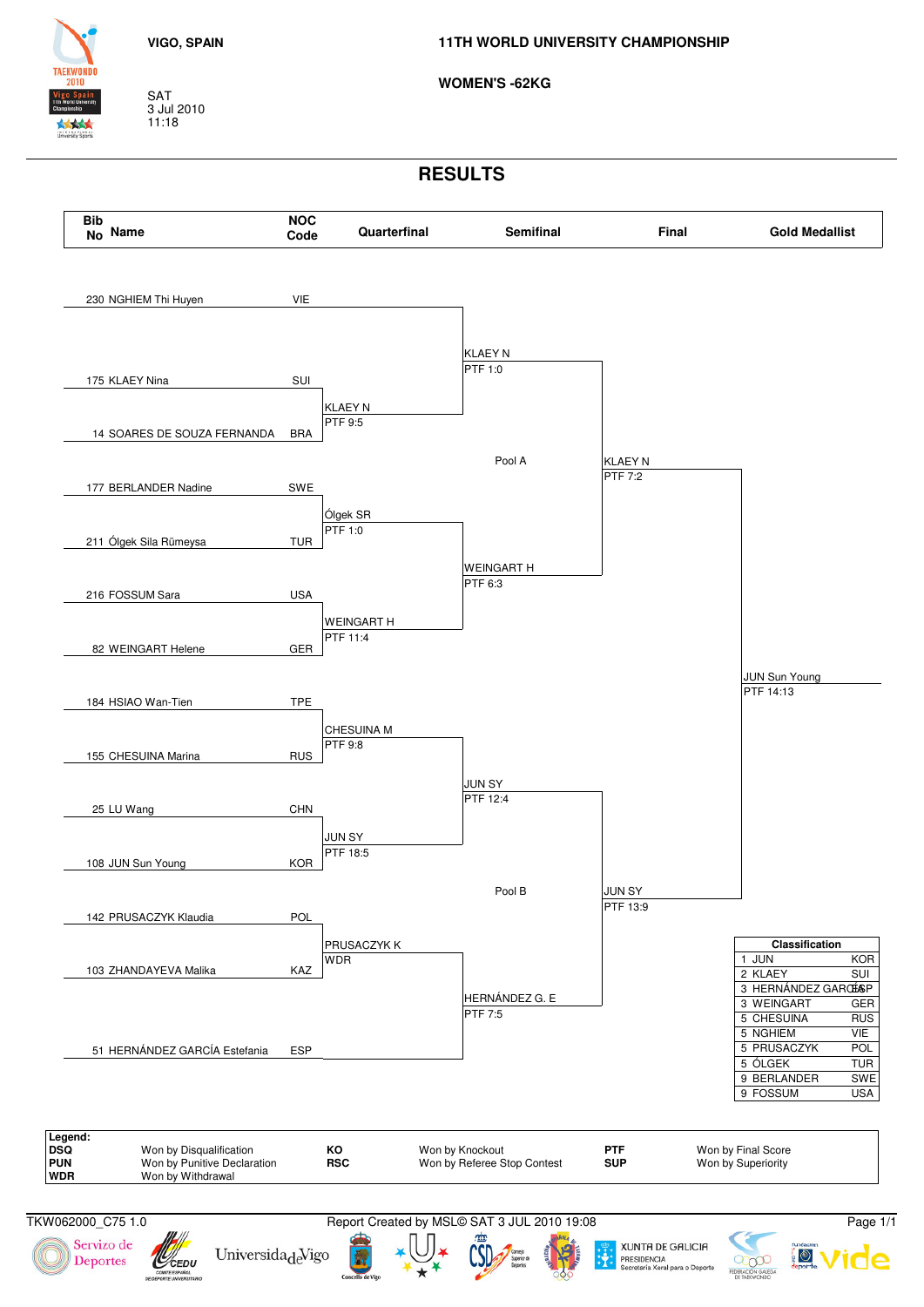VIGO, SPAIN

SAT
3 Jul 2010
11:18

# 11TH WORLD UNIVERSITY CHAMPIONSHIP

## WOMEN'S -62KG

## RESULTS

| Bib No | Name | NOC Code |
|---|---|---|
| 230 | NGHIEM Thi Huyen | VIE |
| 175 | KLAEY Nina | SUI |
| 14 | SOARES DE SOUZA FERNANDA | BRA |
| 177 | BERLANDER Nadine | SWE |
| 211 | Ólgek Sila Rümeysa | TUR |
| 216 | FOSSUM Sara | USA |
| 82 | WEINGART Helene | GER |
| 184 | HSIAO Wan-Tien | TPE |
| 155 | CHESUINA Marina | RUS |
| 25 | LU Wang | CHN |
| 108 | JUN Sun Young | KOR |
| 142 | PRUSACZYK Klaudia | POL |
| 103 | ZHANDAYEVA Malika | KAZ |
| 51 | HERNÁNDEZ GARCÍA Estefania | ESP |

**Quarterfinal**

- KLAEY N — PTF 9:5 (KLAEY Nina vs SOARES DE SOUZA FERNANDA)
- Ólgek SR — PTF 1:0 (BERLANDER Nadine vs Ólgek Sila Rümeysa)
- WEINGART H — PTF 11:4 (FOSSUM Sara vs WEINGART Helene)
- CHESUINA M — PTF 9:8 (HSIAO Wan-Tien vs CHESUINA Marina)
- JUN SY — PTF 18:5 (LU Wang vs JUN Sun Young)
- PRUSACZYK K — WDR (PRUSACZYK Klaudia vs ZHANDAYEVA Malika)

**Semifinal**

Pool A
- KLAEY N — PTF 1:0 (NGHIEM Thi Huyen vs KLAEY N)
- WEINGART H — PTF 6:3 (Ólgek SR vs WEINGART H)

Pool B
- JUN SY — PTF 12:4 (CHESUINA M vs JUN SY)
- HERNÁNDEZ G. E — PTF 7:5 (PRUSACZYK K vs HERNÁNDEZ GARCÍA Estefania)

**Final**

- KLAEY N — PTF 7:2
- JUN SY — PTF 13:9

**Gold Medallist**

JUN Sun Young — PTF 14:13

| Classification | | |
|---|---|---|
| 1 | JUN | KOR |
| 2 | KLAEY | SUI |
| 3 | HERNÁNDEZ GARCÍA | ESP |
| 3 | WEINGART | GER |
| 5 | CHESUINA | RUS |
| 5 | NGHIEM | VIE |
| 5 | PRUSACZYK | POL |
| 5 | ÓLGEK | TUR |
| 9 | BERLANDER | SWE |
| 9 | FOSSUM | USA |

**Legend:**

| | | | | | |
|---|---|---|---|---|---|
| **DSQ** | Won by Disqualification | **KO** | Won by Knockout | **PTF** | Won by Final Score |
| **PUN** | Won by Punitive Declaration | **RSC** | Won by Referee Stop Contest | **SUP** | Won by Superiority |
| **WDR** | Won by Withdrawal | | | | |

TKW062000_C75 1.0 — Report Created by MSL© SAT 3 JUL 2010 19:08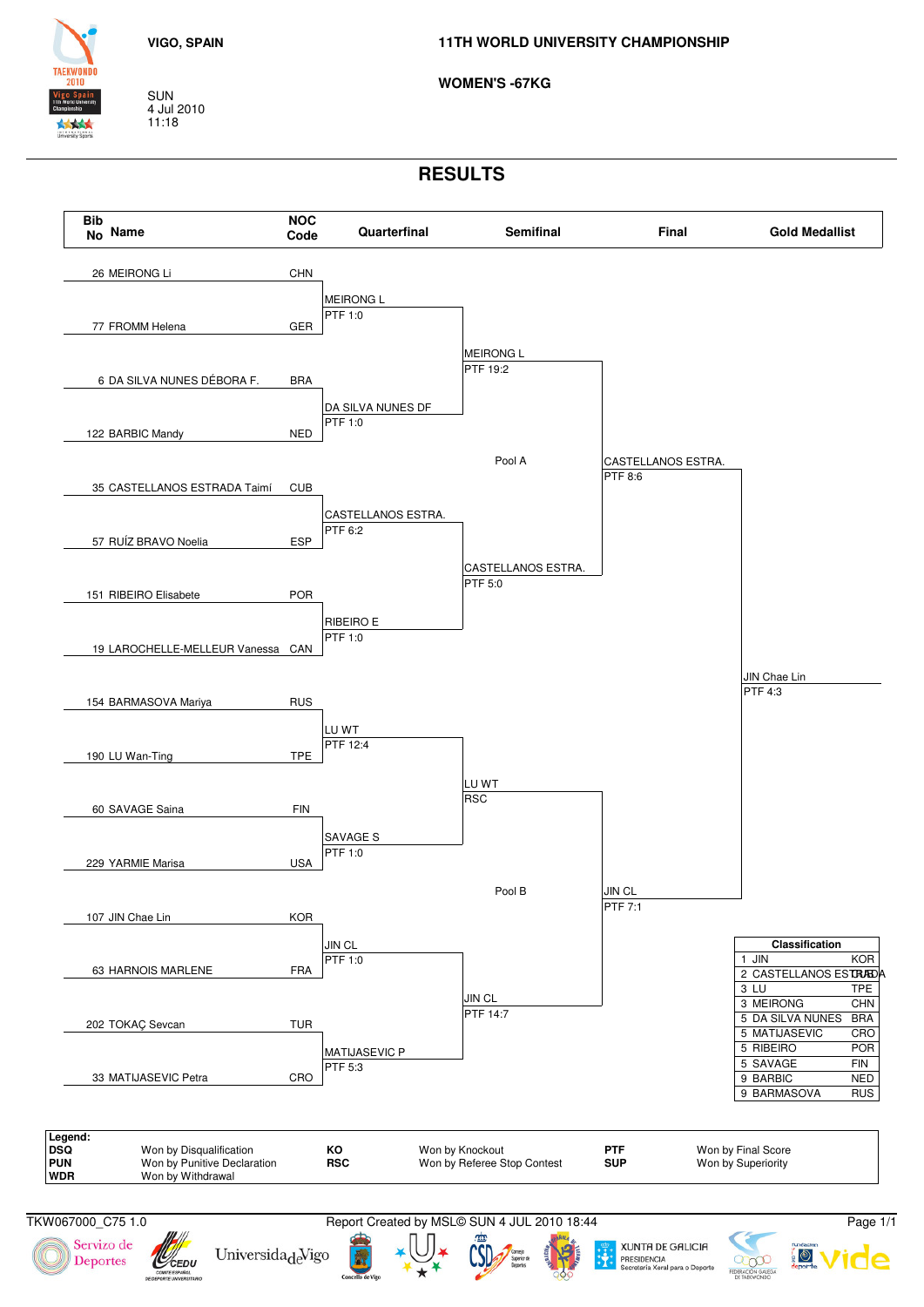VIGO, SPAIN

SUN
4 Jul 2010
11:18

# 11TH WORLD UNIVERSITY CHAMPIONSHIP

## WOMEN'S -67KG

## RESULTS

| Bib No | Name | NOC Code |
|---|---|---|
| 26 | MEIRONG Li | CHN |
| 77 | FROMM Helena | GER |
| 6 | DA SILVA NUNES DÉBORA F. | BRA |
| 122 | BARBIC Mandy | NED |
| 35 | CASTELLANOS ESTRADA Taimí | CUB |
| 57 | RUÍZ BRAVO Noelia | ESP |
| 151 | RIBEIRO Elisabete | POR |
| 19 | LAROCHELLE-MELLEUR Vanessa | CAN |
| 154 | BARMASOVA Mariya | RUS |
| 190 | LU Wan-Ting | TPE |
| 60 | SAVAGE Saina | FIN |
| 229 | YARMIE Marisa | USA |
| 107 | JIN Chae Lin | KOR |
| 63 | HARNOIS MARLENE | FRA |
| 202 | TOKAÇ Sevcan | TUR |
| 33 | MATIJASEVIC Petra | CRO |

**Quarterfinal**

- MEIRONG L — PTF 1:0
- DA SILVA NUNES DF — PTF 1:0
- CASTELLANOS ESTRA. — PTF 6:2
- RIBEIRO E — PTF 1:0
- LU WT — PTF 12:4
- SAVAGE S — PTF 1:0
- JIN CL — PTF 1:0
- MATIJASEVIC P — PTF 5:3

**Semifinal**

Pool A
- MEIRONG L — PTF 19:2
- CASTELLANOS ESTRA. — PTF 5:0

Pool B
- LU WT — RSC
- JIN CL — PTF 14:7

**Final**

- CASTELLANOS ESTRA. — PTF 8:6
- JIN CL — PTF 7:1

**Gold Medallist**

JIN Chae Lin — PTF 4:3

**Classification**

| | | |
|---|---|---|
| 1 | JIN | KOR |
| 2 | CASTELLANOS ESTRADA | CUB |
| 3 | LU | TPE |
| 3 | MEIRONG | CHN |
| 5 | DA SILVA NUNES | BRA |
| 5 | MATIJASEVIC | CRO |
| 5 | RIBEIRO | POR |
| 5 | SAVAGE | FIN |
| 9 | BARBIC | NED |
| 9 | BARMASOVA | RUS |

**Legend:**

| | | | | | |
|---|---|---|---|---|---|
| DSQ | Won by Disqualification | KO | Won by Knockout | PTF | Won by Final Score |
| PUN | Won by Punitive Declaration | RSC | Won by Referee Stop Contest | SUP | Won by Superiority |
| WDR | Won by Withdrawal | | | | |

TKW067000_C75 1.0 Report Created by MSL© SUN 4 JUL 2010 18:44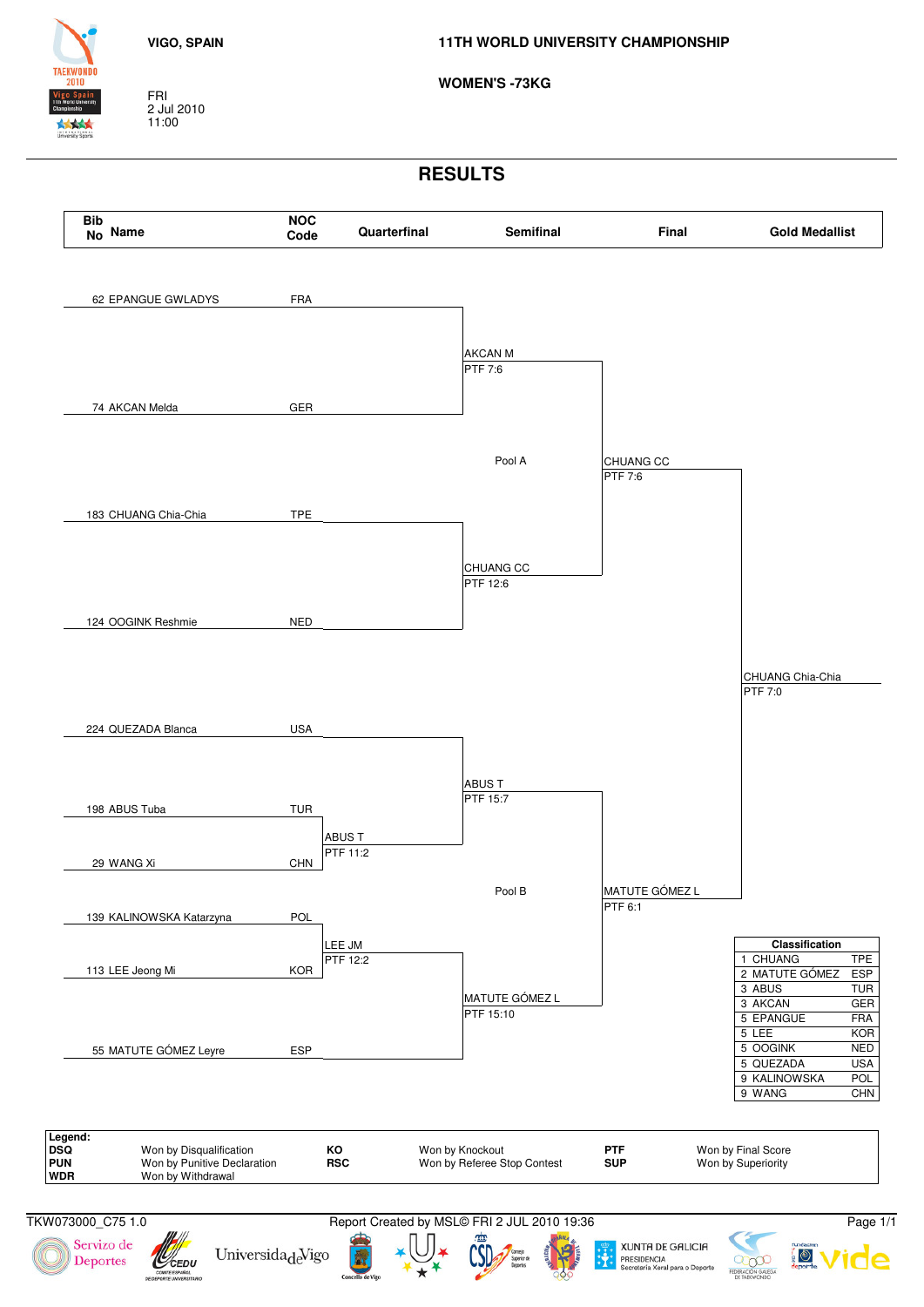VIGO, SPAIN

FRI
2 Jul 2010
11:00

# 11TH WORLD UNIVERSITY CHAMPIONSHIP

## WOMEN'S -73KG

## RESULTS

| Bib No | Name | NOC Code | Quarterfinal | Semifinal | Final | Gold Medallist |
|---|---|---|---|---|---|---|
| 62 | EPANGUE GWLADYS | FRA | | | | |
| 74 | AKCAN Melda | GER | | AKCAN M PTF 7:6 | | |
| 183 | CHUANG Chia-Chia | TPE | | | CHUANG CC PTF 7:6 | |
| 124 | OOGINK Reshmie | NED | | CHUANG CC PTF 12:6 | | |
| 224 | QUEZADA Blanca | USA | | | | CHUANG Chia-Chia PTF 7:0 |
| 198 | ABUS Tuba | TUR | | ABUS T PTF 15:7 | | |
| 29 | WANG Xi | CHN | ABUS T PTF 11:2 | | | |
| 139 | KALINOWSKA Katarzyna | POL | | | MATUTE GÓMEZ L PTF 6:1 | |
| 113 | LEE Jeong Mi | KOR | LEE JM PTF 12:2 | | | |
| 55 | MATUTE GÓMEZ Leyre | ESP | | MATUTE GÓMEZ L PTF 15:10 | | |

Pool A

Pool B

| Classification | | |
|---|---|---|
| 1 | CHUANG | TPE |
| 2 | MATUTE GÓMEZ | ESP |
| 3 | ABUS | TUR |
| 3 | AKCAN | GER |
| 5 | EPANGUE | FRA |
| 5 | LEE | KOR |
| 5 | OOGINK | NED |
| 5 | QUEZADA | USA |
| 9 | KALINOWSKA | POL |
| 9 | WANG | CHN |

**Legend:**

| | | | | | |
|---|---|---|---|---|---|
| **DSQ** | Won by Disqualification | **KO** | Won by Knockout | **PTF** | Won by Final Score |
| **PUN** | Won by Punitive Declaration | **RSC** | Won by Referee Stop Contest | **SUP** | Won by Superiority |
| **WDR** | Won by Withdrawal | | | | |

TKW073000_C75 1.0 Report Created by MSL© FRI 2 JUL 2010 19:36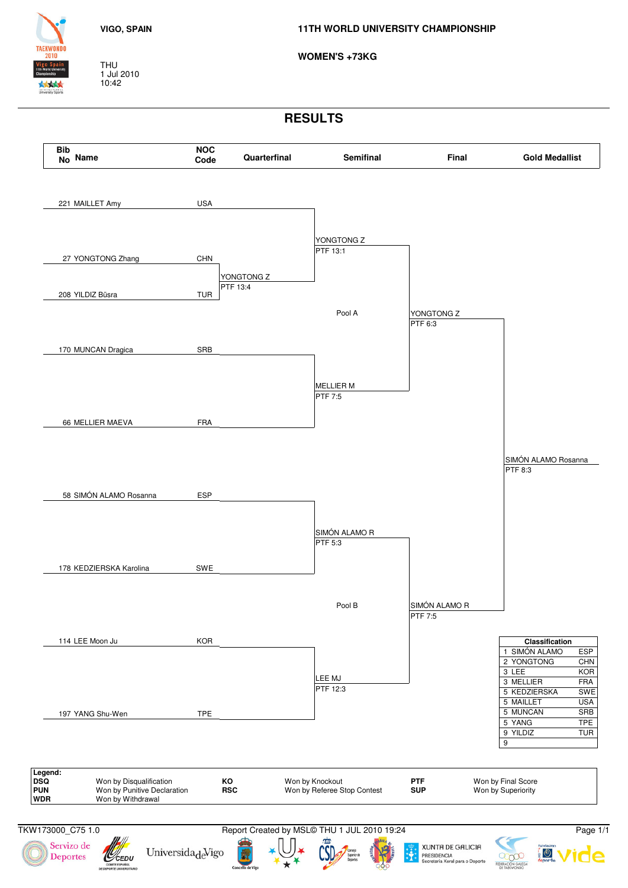VIGO, SPAIN

THU
1 Jul 2010
10:42

**11TH WORLD UNIVERSITY CHAMPIONSHIP**

**WOMEN'S +73KG**

# RESULTS

| Bib No | Name | NOC Code | Quarterfinal | Semifinal | Final | Gold Medallist |
|---|---|---|---|---|---|---|
| 221 | MAILLET Amy | USA | | YONGTONG Z PTF 13:1 | | |
| 27 | YONGTONG Zhang | CHN | YONGTONG Z PTF 13:4 | | | |
| 208 | YILDIZ Büsra | TUR | | | YONGTONG Z PTF 6:3 | |
| 170 | MUNCAN Dragica | SRB | | MELLIER M PTF 7:5 | | |
| 66 | MELLIER MAEVA | FRA | | | | |
| | | | | | | SIMÓN ALAMO Rosanna PTF 8:3 |
| 58 | SIMÓN ALAMO Rosanna | ESP | | SIMÓN ALAMO R PTF 5:3 | | |
| 178 | KEDZIERSKA Karolina | SWE | | | SIMÓN ALAMO R PTF 7:5 | |
| 114 | LEE Moon Ju | KOR | | LEE MJ PTF 12:3 | | |
| 197 | YANG Shu-Wen | TPE | | | | |

Pool A

Pool B

**Classification**

| | | |
|---|---|---|
| 1 | SIMÓN ALAMO | ESP |
| 2 | YONGTONG | CHN |
| 3 | LEE | KOR |
| 3 | MELLIER | FRA |
| 5 | KEDZIERSKA | SWE |
| 5 | MAILLET | USA |
| 5 | MUNCAN | SRB |
| 5 | YANG | TPE |
| 9 | YILDIZ | TUR |
| 9 | | |

**Legend:**

| | | | | | |
|---|---|---|---|---|---|
| **DSQ** | Won by Disqualification | **KO** | Won by Knockout | **PTF** | Won by Final Score |
| **PUN** | Won by Punitive Declaration | **RSC** | Won by Referee Stop Contest | **SUP** | Won by Superiority |
| **WDR** | Won by Withdrawal | | | | |

TKW173000_C75 1.0 Report Created by MSL© THU 1 JUL 2010 19:24